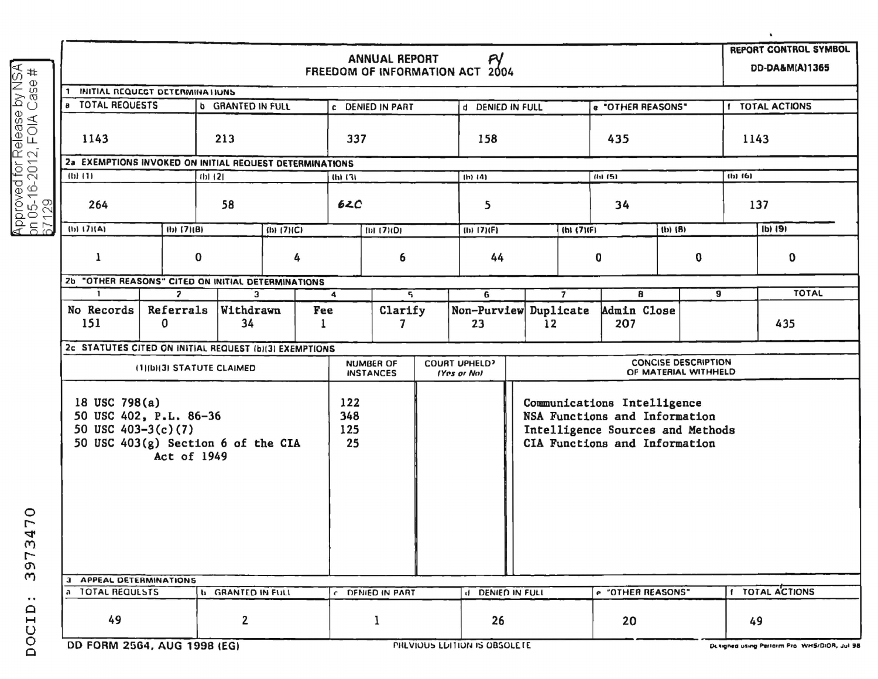Approved for Release by NSA on 05-16-2012, FOIA Case # 67129

# ANNUAL REPORT FREEDOM OF INFORMATION ACT FY 2004

**REPORT CONTROL SYMBOL** DD-DA&M(A)1365

## 1 INITIAL REQUEST DETERMINATIONS

| a TOTAL REQUESTS | b GRANTED IN FULL | c DENIED IN PART | d DENIED IN FULL | e "OTHER REASONS" | f TOTAL ACTIONS |
|---|---|---|---|---|---|
| 1143 | 213 | 337 | 158 | 435 | 1143 |

## 2a EXEMPTIONS INVOKED ON INITIAL REQUEST DETERMINATIONS

| (b) (1) | (b) (2) | (b) (3) | (b) (4) | (b) (5) | (b) (6) |
|---|---|---|---|---|---|
| 264 | 58 | 620 | 5 | 34 | 137 |

| (b) (7)(A) | (b) (7)(B) | (b) (7)(C) | (b) (7)(D) | (b) (7)(E) | (b) (7)(F) | (b) (8) | (b) (9) |
|---|---|---|---|---|---|---|---|
| 1 | 0 | 4 | 6 | 44 | 0 | 0 | 0 |

## 2b "OTHER REASONS" CITED ON INITIAL DETERMINATIONS

| 1 | 2 | 3 | 4 | 5 | 6 | 7 | 8 | 9 | TOTAL |
|---|---|---|---|---|---|---|---|---|---|
| No Records 151 | Referrals 0 | Withdrawn 34 | Fee 1 | Clarify 7 | Non-Purview 23 | Duplicate 12 | Admin Close 207 | | 435 |

## 2c STATUTES CITED ON INITIAL REQUEST (b)(3) EXEMPTIONS

| (1)(b)(3) STATUTE CLAIMED | NUMBER OF INSTANCES | COURT UPHELD? (Yes or No) | CONCISE DESCRIPTION OF MATERIAL WITHHELD |
|---|---|---|---|
| 18 USC 798(a) | 122 | | Communications Intelligence |
| 50 USC 402, P.L. 86-36 | 348 | | NSA Functions and Information |
| 50 USC 403-3(c)(7) | 125 | | Intelligence Sources and Methods |
| 50 USC 403(g) Section 6 of the CIA Act of 1949 | 25 | | CIA Functions and Information |

## 3 APPEAL DETERMINATIONS

| a TOTAL REQUESTS | b GRANTED IN FULL | c DENIED IN PART | d DENIED IN FULL | e "OTHER REASONS" | f TOTAL ACTIONS |
|---|---|---|---|---|---|
| 49 | 2 | 1 | 26 | 20 | 49 |

DD FORM 2564, AUG 1998 (EG) PREVIOUS EDITION IS OBSOLETE Designed using Perform Pro WHS/DIOR, Jul 98

DOCID: 3973470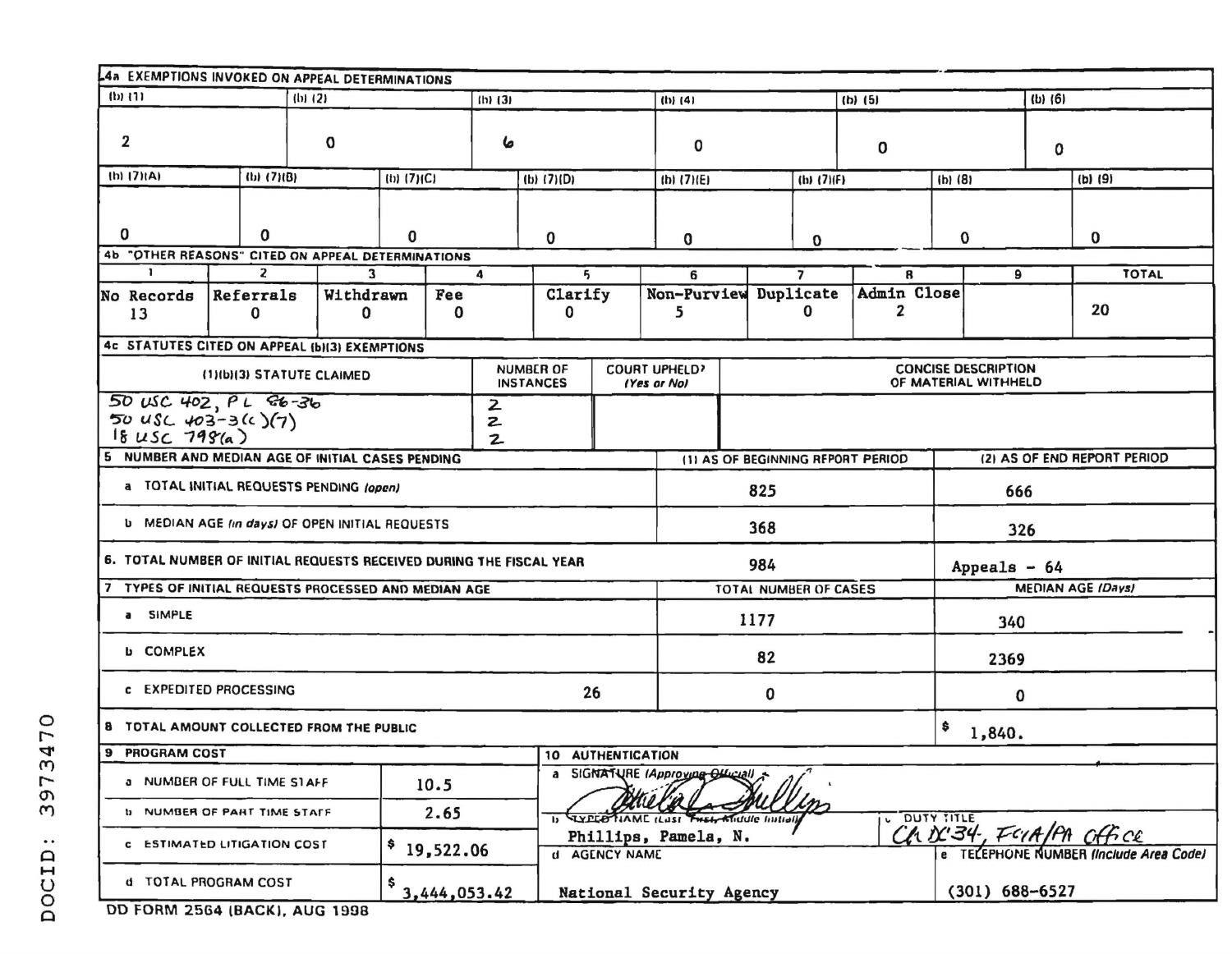## 4a EXEMPTIONS INVOKED ON APPEAL DETERMINATIONS

| (b) (1) | (b) (2) | (b) (3) | (b) (4) | (b) (5) | (b) (6) |
|---|---|---|---|---|---|
| 2 | 0 | 6 | 0 | 0 | 0 |

| (b) (7)(A) | (b) (7)(B) | (b) (7)(C) | (b) (7)(D) | (b) (7)(E) | (b) (7)(F) | (b) (8) | (b) (9) |
|---|---|---|---|---|---|---|---|
| 0 | 0 | 0 | 0 | 0 | 0 | 0 | 0 |

## 4b "OTHER REASONS" CITED ON APPEAL DETERMINATIONS

| 1 | 2 | 3 | 4 | 5 | 6 | 7 | 8 | 9 | TOTAL |
|---|---|---|---|---|---|---|---|---|---|
| No Records 13 | Referrals 0 | Withdrawn 0 | Fee 0 | Clarify 0 | Non-Purview 5 | Duplicate 0 | Admin Close 2 | | 20 |

## 4c STATUTES CITED ON APPEAL (b)(3) EXEMPTIONS

| (1)(b)(3) STATUTE CLAIMED | NUMBER OF INSTANCES | COURT UPHELD? (Yes or No) | CONCISE DESCRIPTION OF MATERIAL WITHHELD |
|---|---|---|---|
| 50 USC 402, PL 86-36 | 2 | | |
| 50 USC 403-3(c)(7) | 2 | | |
| 18 USC 798(a) | 2 | | |

## 5 NUMBER AND MEDIAN AGE OF INITIAL CASES PENDING

| | (1) AS OF BEGINNING REPORT PERIOD | (2) AS OF END REPORT PERIOD |
|---|---|---|
| a TOTAL INITIAL REQUESTS PENDING *(open)* | 825 | 666 |
| b MEDIAN AGE *(in days)* OF OPEN INITIAL REQUESTS | 368 | 326 |
| 6. TOTAL NUMBER OF INITIAL REQUESTS RECEIVED DURING THE FISCAL YEAR | 984 | Appeals - 64 |

## 7 TYPES OF INITIAL REQUESTS PROCESSED AND MEDIAN AGE

| | | TOTAL NUMBER OF CASES | MEDIAN AGE *(Days)* |
|---|---|---|---|
| a SIMPLE | | 1177 | 340 |
| b COMPLEX | | 82 | 2369 |
| c EXPEDITED PROCESSING | 26 | 0 | 0 |

**8 TOTAL AMOUNT COLLECTED FROM THE PUBLIC** $ 1,840.

## 9 PROGRAM COST

| | |
|---|---|
| a NUMBER OF FULL TIME STAFF | 10.5 |
| b NUMBER OF PART TIME STAFF | 2.65 |
| c ESTIMATED LITIGATION COST | $ 19,522.06 |
| d TOTAL PROGRAM COST | $ 3,444,053.42 |

## 10 AUTHENTICATION

a SIGNATURE *(Approving Official)*: [signature]

b TYPED NAME *(Last, First, Middle Initial)*: Phillips, Pamela, N.

c DUTY TITLE: Ch DC34, FOIA/PA Office

d AGENCY NAME: National Security Agency

e TELEPHONE NUMBER *(Include Area Code)*: (301) 688-6527

DD FORM 2564 (BACK), AUG 1998

DOCID: 3973470